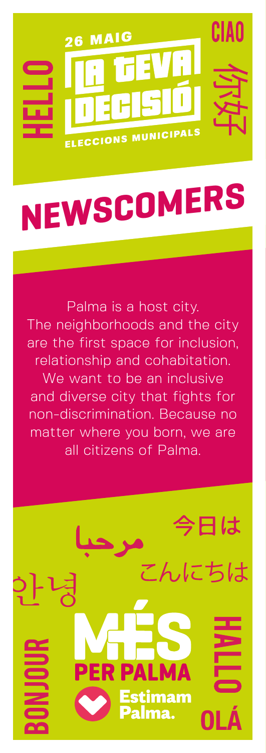HELLO

26 MAIG

# LA TEVA DECISIÓ

ELECCIONS MUNICIPALS

CIAO

你好

# NEWSCOMERS

Palma is a host city.
The neighborhoods and the city are the first space for inclusion, relationship and cohabitation.
We want to be an inclusive and diverse city that fights for non-discrimination. Because no matter where you born, we are all citizens of Palma.

مرحبا

今日は

こんにちは

안녕

BONJOUR

MÉS PER PALMA

Estimam Palma.

HALLO

OLÁ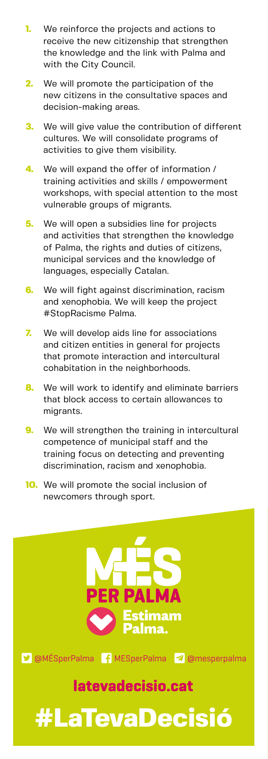1. We reinforce the projects and actions to receive the new citizenship that strengthen the knowledge and the link with Palma and with the City Council.
2. We will promote the participation of the new citizens in the consultative spaces and decision-making areas.
3. We will give value the contribution of different cultures. We will consolidate programs of activities to give them visibility.
4. We will expand the offer of information / training activities and skills / empowerment workshops, with special attention to the most vulnerable groups of migrants.
5. We will open a subsidies line for projects and activities that strengthen the knowledge of Palma, the rights and duties of citizens, municipal services and the knowledge of languages, especially Catalan.
6. We will fight against discrimination, racism and xenophobia. We will keep the project #StopRacisme Palma.
7. We will develop aids line for associations and citizen entities in general for projects that promote interaction and intercultural cohabitation in the neighborhoods.
8. We will work to identify and eliminate barriers that block access to certain allowances to migrants.
9. We will strengthen the training in intercultural competence of municipal staff and the training focus on detecting and preventing discrimination, racism and xenophobia.
10. We will promote the social inclusion of newcomers through sport.

MÉS PER PALMA

Estimam Palma.

@MÉSperPalma MESperPalma @mesperpalma

**latevadecisio.cat**

# #LaTevaDecisió